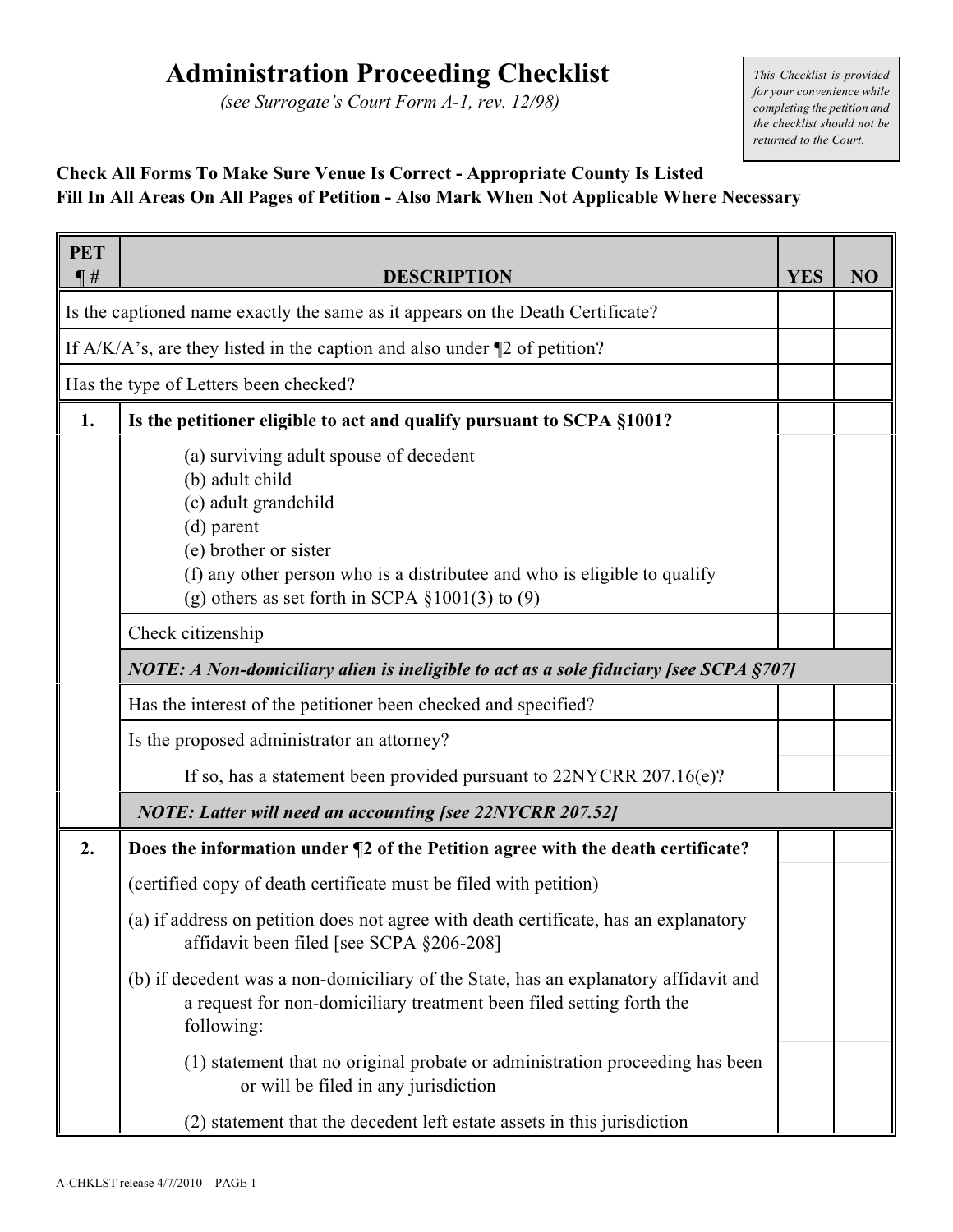# Administration Proceeding Checklist

*(see Surrogate's Court Form A-1, rev. 12/98)*

*This Checklist is provided for your convenience while completing the petition and the checklist should not be returned to the Court.*

**Check All Forms To Make Sure Venue Is Correct - Appropriate County Is Listed**
**Fill In All Areas On All Pages of Petition - Also Mark When Not Applicable Where Necessary**

| PET ¶ # | DESCRIPTION | YES | NO |
|---|---|---|---|
| | Is the captioned name exactly the same as it appears on the Death Certificate? | | |
| | If A/K/A's, are they listed in the caption and also under ¶2 of petition? | | |
| | Has the type of Letters been checked? | | |
| **1.** | **Is the petitioner eligible to act and qualify pursuant to SCPA §1001?** | | |
| | (a) surviving adult spouse of decedent<br>(b) adult child<br>(c) adult grandchild<br>(d) parent<br>(e) brother or sister<br>(f) any other person who is a distributee and who is eligible to qualify<br>(g) others as set forth in SCPA §1001(3) to (9) | | |
| | Check citizenship | | |
| | ***NOTE: A Non-domiciliary alien is ineligible to act as a sole fiduciary [see SCPA §707]*** | | |
| | Has the interest of the petitioner been checked and specified? | | |
| | Is the proposed administrator an attorney? | | |
| | If so, has a statement been provided pursuant to 22NYCRR 207.16(e)? | | |
| | ***NOTE: Latter will need an accounting [see 22NYCRR 207.52]*** | | |
| **2.** | **Does the information under ¶2 of the Petition agree with the death certificate?** | | |
| | (certified copy of death certificate must be filed with petition) | | |
| | (a) if address on petition does not agree with death certificate, has an explanatory affidavit been filed [see SCPA §206-208] | | |
| | (b) if decedent was a non-domiciliary of the State, has an explanatory affidavit and a request for non-domiciliary treatment been filed setting forth the following: | | |
| | (1) statement that no original probate or administration proceeding has been or will be filed in any jurisdiction | | |
| | (2) statement that the decedent left estate assets in this jurisdiction | | |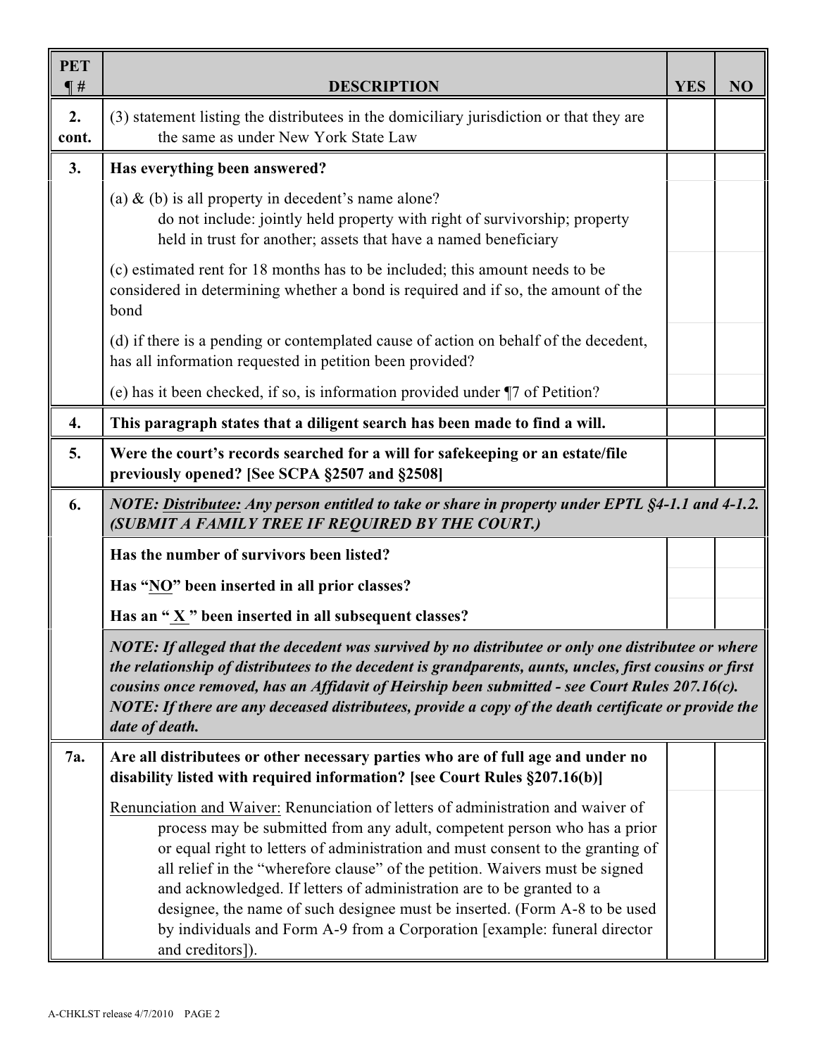| PET ¶ # | DESCRIPTION | YES | NO |
|---|---|---|---|
| 2. cont. | (3) statement listing the distributees in the domiciliary jurisdiction or that they are the same as under New York State Law | | |
| 3. | **Has everything been answered?** | | |
| | (a) & (b) is all property in decedent's name alone? do not include: jointly held property with right of survivorship; property held in trust for another; assets that have a named beneficiary | | |
| | (c) estimated rent for 18 months has to be included; this amount needs to be considered in determining whether a bond is required and if so, the amount of the bond | | |
| | (d) if there is a pending or contemplated cause of action on behalf of the decedent, has all information requested in petition been provided? | | |
| | (e) has it been checked, if so, is information provided under ¶7 of Petition? | | |
| 4. | **This paragraph states that a diligent search has been made to find a will.** | | |
| 5. | **Were the court's records searched for a will for safekeeping or an estate/file previously opened? [See SCPA §2507 and §2508]** | | |
| 6. | ***NOTE: Distributee: Any person entitled to take or share in property under EPTL §4-1.1 and 4-1.2. (SUBMIT A FAMILY TREE IF REQUIRED BY THE COURT.)*** | | |
| | **Has the number of survivors been listed?** | | |
| | **Has "NO" been inserted in all prior classes?** | | |
| | **Has an " X " been inserted in all subsequent classes?** | | |
| | ***NOTE: If alleged that the decedent was survived by no distributee or only one distributee or where the relationship of distributees to the decedent is grandparents, aunts, uncles, first cousins or first cousins once removed, has an Affidavit of Heirship been submitted - see Court Rules 207.16(c). NOTE: If there are any deceased distributees, provide a copy of the death certificate or provide the date of death.*** | | |
| 7a. | **Are all distributees or other necessary parties who are of full age and under no disability listed with required information? [see Court Rules §207.16(b)]** | | |
| | Renunciation and Waiver: Renunciation of letters of administration and waiver of process may be submitted from any adult, competent person who has a prior or equal right to letters of administration and must consent to the granting of all relief in the "wherefore clause" of the petition. Waivers must be signed and acknowledged. If letters of administration are to be granted to a designee, the name of such designee must be inserted. (Form A-8 to be used by individuals and Form A-9 from a Corporation [example: funeral director and creditors]). | | |

A-CHKLST release 4/7/2010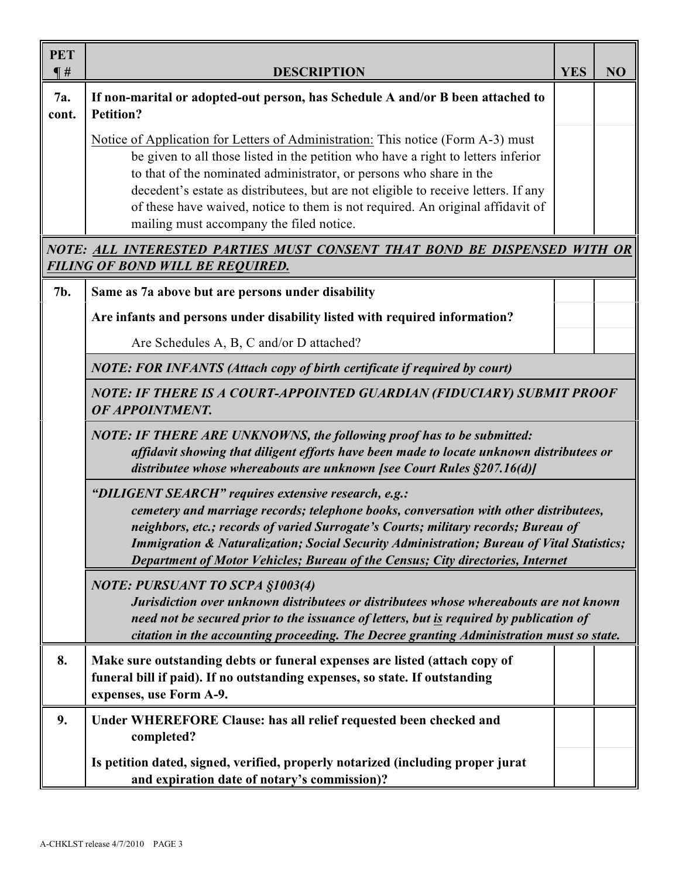| PET ¶ # | DESCRIPTION | YES | NO |
|---|---|---|---|
| 7a. cont. | **If non-marital or adopted-out person, has Schedule A and/or B been attached to Petition?** | | |
| | Notice of Application for Letters of Administration: This notice (Form A-3) must be given to all those listed in the petition who have a right to letters inferior to that of the nominated administrator, or persons who share in the decedent's estate as distributees, but are not eligible to receive letters. If any of these have waived, notice to them is not required. An original affidavit of mailing must accompany the filed notice. | | |
| ***NOTE: ALL INTERESTED PARTIES MUST CONSENT THAT BOND BE DISPENSED WITH OR FILING OF BOND WILL BE REQUIRED.*** | | | |
| 7b. | **Same as 7a above but are persons under disability** | | |
| | **Are infants and persons under disability listed with required information?** | | |
| | Are Schedules A, B, C and/or D attached? | | |
| | ***NOTE: FOR INFANTS (Attach copy of birth certificate if required by court)*** | | |
| | ***NOTE: IF THERE IS A COURT-APPOINTED GUARDIAN (FIDUCIARY) SUBMIT PROOF OF APPOINTMENT.*** | | |
| | ***NOTE: IF THERE ARE UNKNOWNS, the following proof has to be submitted: affidavit showing that diligent efforts have been made to locate unknown distributees or distributee whose whereabouts are unknown [see Court Rules §207.16(d)]*** | | |
| | ***"DILIGENT SEARCH" requires extensive research, e.g.: cemetery and marriage records; telephone books, conversation with other distributees, neighbors, etc.; records of varied Surrogate's Courts; military records; Bureau of Immigration & Naturalization; Social Security Administration; Bureau of Vital Statistics; Department of Motor Vehicles; Bureau of the Census; City directories, Internet*** | | |
| | ***NOTE: PURSUANT TO SCPA §1003(4) Jurisdiction over unknown distributees or distributees whose whereabouts are not known need not be secured prior to the issuance of letters, but is required by publication of citation in the accounting proceeding. The Decree granting Administration must so state.*** | | |
| 8. | **Make sure outstanding debts or funeral expenses are listed (attach copy of funeral bill if paid). If no outstanding expenses, so state. If outstanding expenses, use Form A-9.** | | |
| 9. | **Under WHEREFORE Clause: has all relief requested been checked and completed?** | | |
| | **Is petition dated, signed, verified, properly notarized (including proper jurat and expiration date of notary's commission)?** | | |

A-CHKLST release 4/7/2010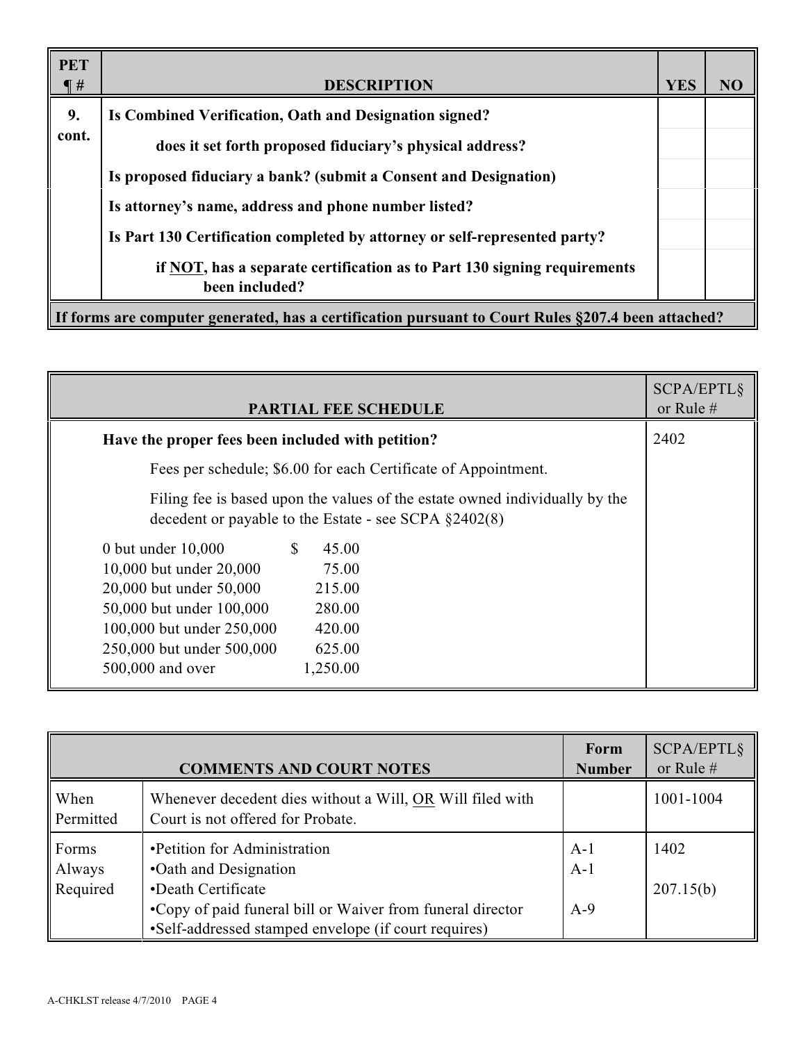| PET ¶ # | DESCRIPTION | YES | NO |
|---|---|---|---|
| 9. cont. | **Is Combined Verification, Oath and Designation signed?** | | |
| | **does it set forth proposed fiduciary's physical address?** | | |
| | **Is proposed fiduciary a bank? (submit a Consent and Designation)** | | |
| | **Is attorney's name, address and phone number listed?** | | |
| | **Is Part 130 Certification completed by attorney or self-represented party?** | | |
| | **if NOT, has a separate certification as to Part 130 signing requirements been included?** | | |
| **If forms are computer generated, has a certification pursuant to Court Rules §207.4 been attached?** | | | |

| PARTIAL FEE SCHEDULE | SCPA/EPTL§ or Rule # |
|---|---|
| **Have the proper fees been included with petition?** | 2402 |
| Fees per schedule; $6.00 for each Certificate of Appointment. | |
| Filing fee is based upon the values of the estate owned individually by the decedent or payable to the Estate - see SCPA §2402(8) | |
| 0 but under 10,000 — $ 45.00 | |
| 10,000 but under 20,000 — 75.00 | |
| 20,000 but under 50,000 — 215.00 | |
| 50,000 but under 100,000 — 280.00 | |
| 100,000 but under 250,000 — 420.00 | |
| 250,000 but under 500,000 — 625.00 | |
| 500,000 and over — 1,250.00 | |

| COMMENTS AND COURT NOTES | | Form Number | SCPA/EPTL§ or Rule # |
|---|---|---|---|
| When Permitted | Whenever decedent dies without a Will, OR Will filed with Court is not offered for Probate. | | 1001-1004 |
| Forms Always Required | •Petition for Administration<br>•Oath and Designation<br>•Death Certificate<br>•Copy of paid funeral bill or Waiver from funeral director<br>•Self-addressed stamped envelope (if court requires) | A-1<br>A-1<br><br>A-9 | 1402<br><br>207.15(b) |

A-CHKLST release 4/7/2010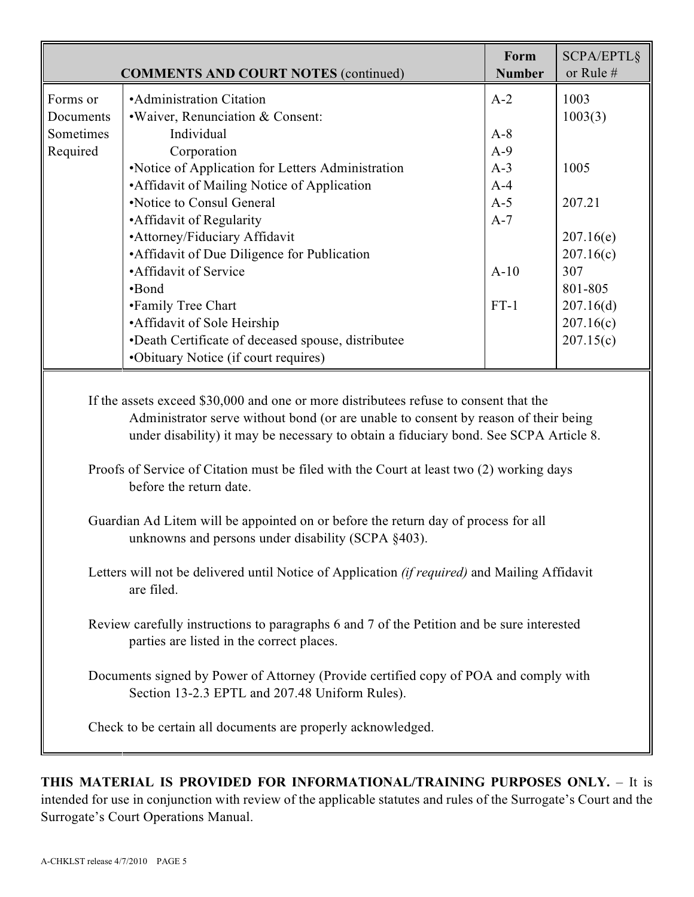| COMMENTS AND COURT NOTES (continued) | | Form Number | SCPA/EPTL§ or Rule # |
|---|---|---|---|
| Forms or Documents Sometimes Required | •Administration Citation | A-2 | 1003 |
| | •Waiver, Renunciation & Consent: | | 1003(3) |
| | Individual | A-8 | |
| | Corporation | A-9 | |
| | •Notice of Application for Letters Administration | A-3 | 1005 |
| | •Affidavit of Mailing Notice of Application | A-4 | |
| | •Notice to Consul General | A-5 | 207.21 |
| | •Affidavit of Regularity | A-7 | |
| | •Attorney/Fiduciary Affidavit | | 207.16(e) |
| | •Affidavit of Due Diligence for Publication | | 207.16(c) |
| | •Affidavit of Service | A-10 | 307 |
| | •Bond | | 801-805 |
| | •Family Tree Chart | FT-1 | 207.16(d) |
| | •Affidavit of Sole Heirship | | 207.16(c) |
| | •Death Certificate of deceased spouse, distributee | | 207.15(c) |
| | •Obituary Notice (if court requires) | | |

If the assets exceed $30,000 and one or more distributees refuse to consent that the Administrator serve without bond (or are unable to consent by reason of their being under disability) it may be necessary to obtain a fiduciary bond. See SCPA Article 8.

Proofs of Service of Citation must be filed with the Court at least two (2) working days before the return date.

Guardian Ad Litem will be appointed on or before the return day of process for all unknowns and persons under disability (SCPA §403).

Letters will not be delivered until Notice of Application *(if required)* and Mailing Affidavit are filed.

Review carefully instructions to paragraphs 6 and 7 of the Petition and be sure interested parties are listed in the correct places.

Documents signed by Power of Attorney (Provide certified copy of POA and comply with Section 13-2.3 EPTL and 207.48 Uniform Rules).

Check to be certain all documents are properly acknowledged.

**THIS MATERIAL IS PROVIDED FOR INFORMATIONAL/TRAINING PURPOSES ONLY.** – It is intended for use in conjunction with review of the applicable statutes and rules of the Surrogate's Court and the Surrogate's Court Operations Manual.